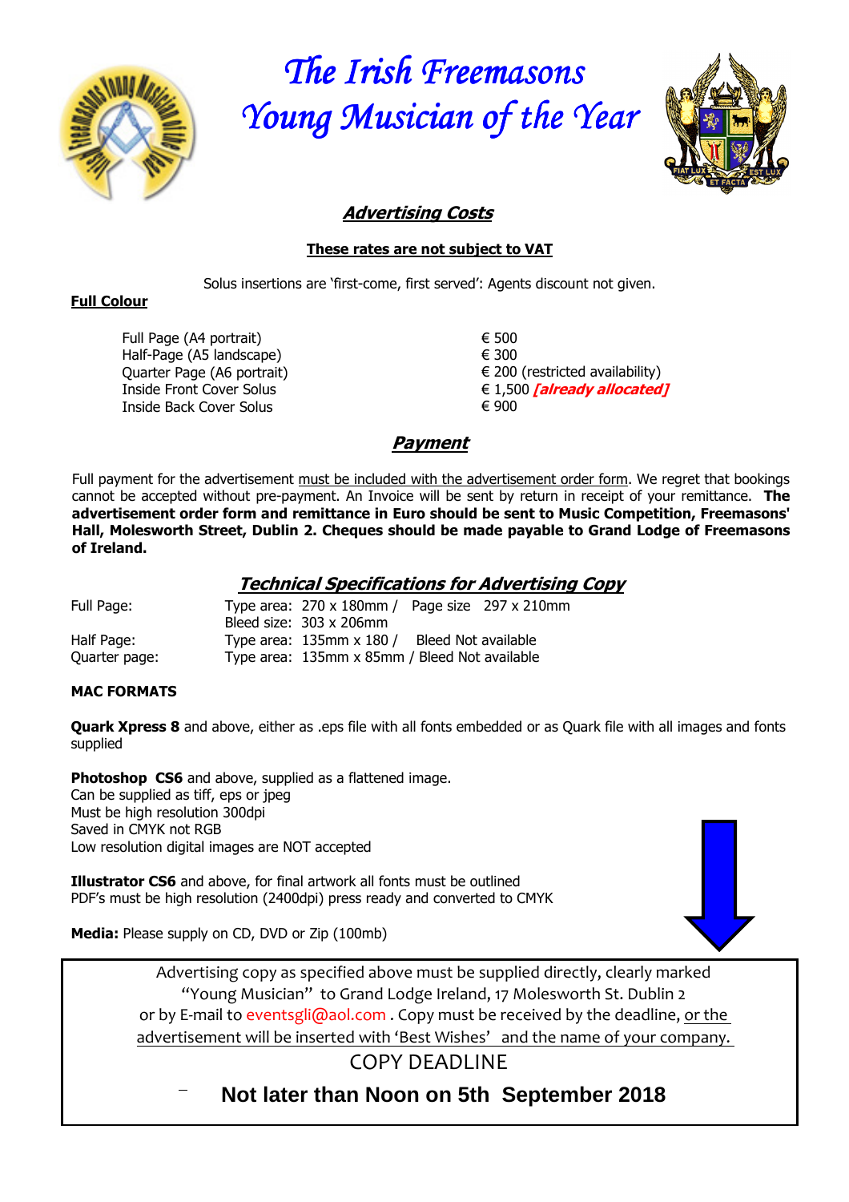# The Irish Freemasons Young Musician of the Year

## *Advertising Costs*

**These rates are not subject to VAT**

Solus insertions are 'first-come, first served': Agents discount not given.

**Full Colour**

| | |
|---|---|
| Full Page (A4 portrait) | € 500 |
| Half-Page (A5 landscape) | € 300 |
| Quarter Page (A6 portrait) | € 200 (restricted availability) |
| Inside Front Cover Solus | € 1,500 ***[already allocated]*** |
| Inside Back Cover Solus | € 900 |

## *Payment*

Full payment for the advertisement must be included with the advertisement order form. We regret that bookings cannot be accepted without pre-payment. An Invoice will be sent by return in receipt of your remittance. **The advertisement order form and remittance in Euro should be sent to Music Competition, Freemasons' Hall, Molesworth Street, Dublin 2. Cheques should be made payable to Grand Lodge of Freemasons of Ireland.**

## *Technical Specifications for Advertising Copy*

| | |
|---|---|
| Full Page: | Type area: 270 x 180mm / Page size 297 x 210mm |
| | Bleed size: 303 x 206mm |
| Half Page: | Type area: 135mm x 180 / Bleed Not available |
| Quarter page: | Type area: 135mm x 85mm / Bleed Not available |

**MAC FORMATS**

**Quark Xpress 8** and above, either as .eps file with all fonts embedded or as Quark file with all images and fonts supplied

**Photoshop CS6** and above, supplied as a flattened image.
Can be supplied as tiff, eps or jpeg
Must be high resolution 300dpi
Saved in CMYK not RGB
Low resolution digital images are NOT accepted

**Illustrator CS6** and above, for final artwork all fonts must be outlined
PDF's must be high resolution (2400dpi) press ready and converted to CMYK

**Media:** Please supply on CD, DVD or Zip (100mb)

Advertising copy as specified above must be supplied directly, clearly marked "Young Musician" to Grand Lodge Ireland, 17 Molesworth St. Dublin 2 or by E-mail to eventsgli@aol.com . Copy must be received by the deadline, or the advertisement will be inserted with 'Best Wishes' and the name of your company.

COPY DEADLINE

**Not later than Noon on 5th September 2018**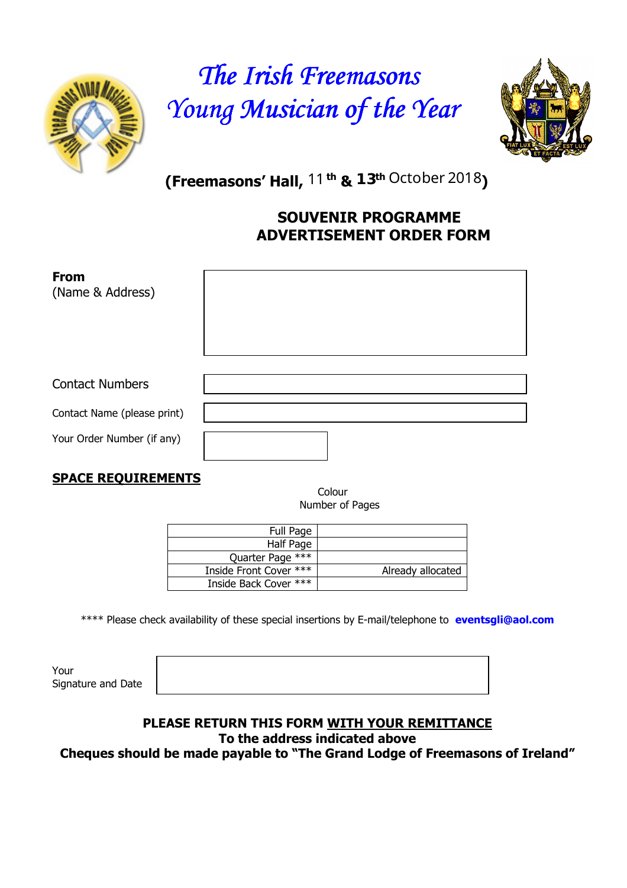# *The Irish Freemasons Young Musician of the Year*

**(Freemasons' Hall,** 11 **th & 13th** October 2018**)**

## SOUVENIR PROGRAMME ADVERTISEMENT ORDER FORM

**From**
(Name & Address)

Contact Numbers

Contact Name (please print)

Your Order Number (if any)

**SPACE REQUIREMENTS**

Colour
Number of Pages

| | |
|---|---|
| Full Page | |
| Half Page | |
| Quarter Page *** | |
| Inside Front Cover *** | Already allocated |
| Inside Back Cover *** | |

**** Please check availability of these special insertions by E-mail/telephone to **eventsgli@aol.com**

Your
Signature and Date

**PLEASE RETURN THIS FORM WITH YOUR REMITTANCE**
**To the address indicated above**
**Cheques should be made payable to "The Grand Lodge of Freemasons of Ireland"**